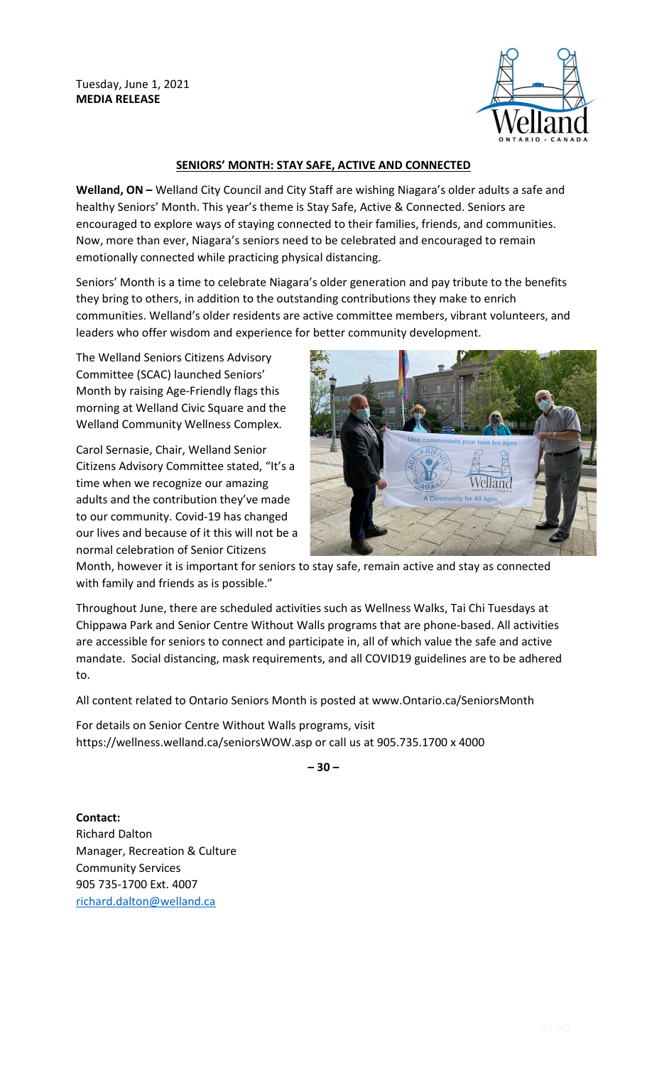Tuesday, June 1, 2021
**MEDIA RELEASE**

## SENIORS' MONTH: STAY SAFE, ACTIVE AND CONNECTED

**Welland, ON –** Welland City Council and City Staff are wishing Niagara's older adults a safe and healthy Seniors' Month. This year's theme is Stay Safe, Active & Connected. Seniors are encouraged to explore ways of staying connected to their families, friends, and communities. Now, more than ever, Niagara's seniors need to be celebrated and encouraged to remain emotionally connected while practicing physical distancing.

Seniors' Month is a time to celebrate Niagara's older generation and pay tribute to the benefits they bring to others, in addition to the outstanding contributions they make to enrich communities. Welland's older residents are active committee members, vibrant volunteers, and leaders who offer wisdom and experience for better community development.

The Welland Seniors Citizens Advisory Committee (SCAC) launched Seniors' Month by raising Age-Friendly flags this morning at Welland Civic Square and the Welland Community Wellness Complex.

Carol Sernasie, Chair, Welland Senior Citizens Advisory Committee stated, "It's a time when we recognize our amazing adults and the contribution they've made to our community. Covid-19 has changed our lives and because of it this will not be a normal celebration of Senior Citizens Month, however it is important for seniors to stay safe, remain active and stay as connected with family and friends as is possible."

Throughout June, there are scheduled activities such as Wellness Walks, Tai Chi Tuesdays at Chippawa Park and Senior Centre Without Walls programs that are phone-based. All activities are accessible for seniors to connect and participate in, all of which value the safe and active mandate. Social distancing, mask requirements, and all COVID19 guidelines are to be adhered to.

All content related to Ontario Seniors Month is posted at www.Ontario.ca/SeniorsMonth

For details on Senior Centre Without Walls programs, visit https://wellness.welland.ca/seniorsWOW.asp or call us at 905.735.1700 x 4000

**– 30 –**

**Contact:**
Richard Dalton
Manager, Recreation & Culture
Community Services
905 735-1700 Ext. 4007
richard.dalton@welland.ca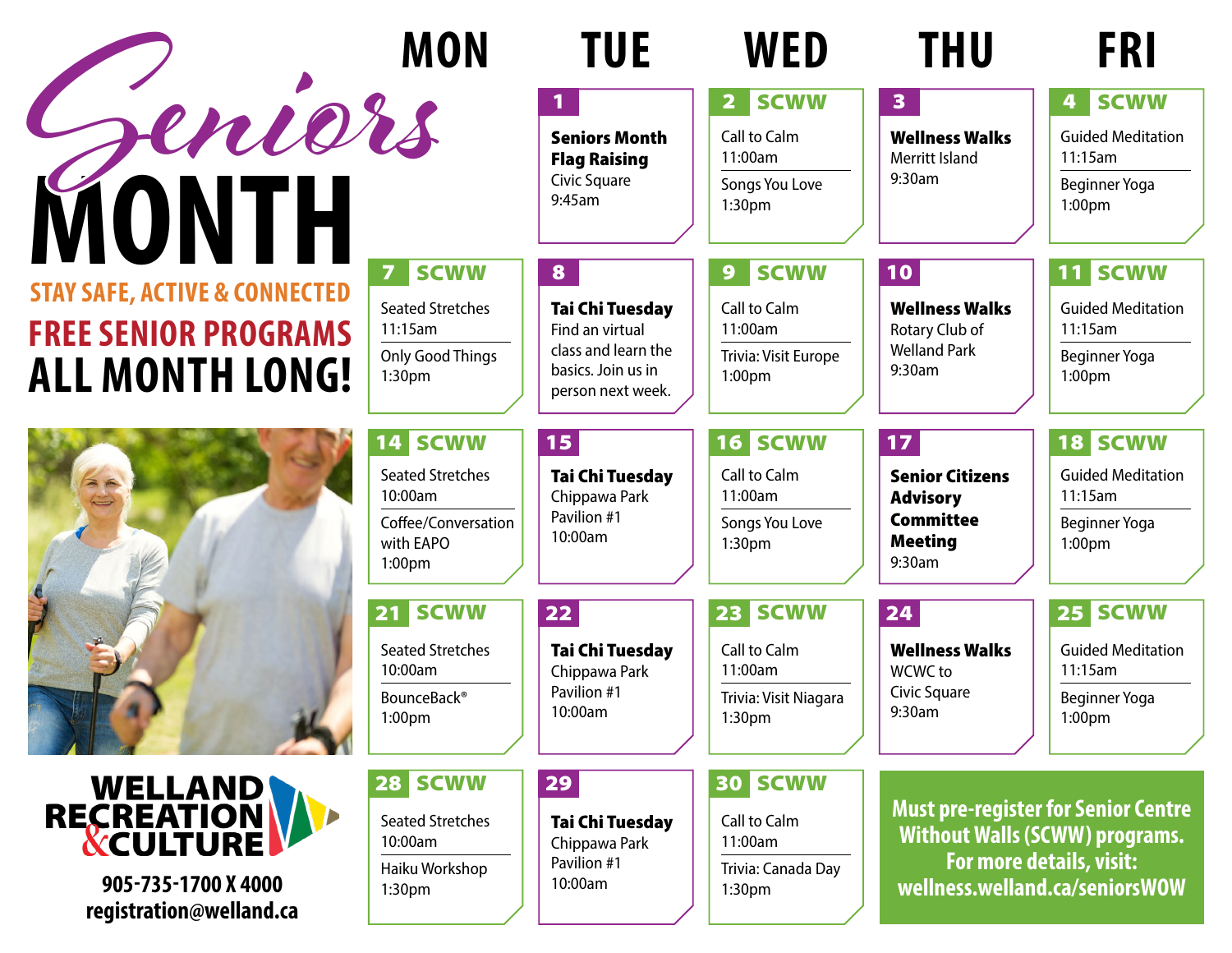# Seniors MONTH

**STAY SAFE, ACTIVE & CONNECTED**

**FREE SENIOR PROGRAMS ALL MONTH LONG!**

| MON | TUE | WED | THU | FRI |
|---|---|---|---|---|
| | **1** **Seniors Month Flag Raising** Civic Square 9:45am | **2 SCWW** Call to Calm 11:00am / Songs You Love 1:30pm | **3** **Wellness Walks** Merritt Island 9:30am | **4 SCWW** Guided Meditation 11:15am / Beginner Yoga 1:00pm |
| **7 SCWW** Seated Stretches 11:15am / Only Good Things 1:30pm | **8** **Tai Chi Tuesday** Find an virtual class and learn the basics. Join us in person next week. | **9 SCWW** Call to Calm 11:00am / Trivia: Visit Europe 1:00pm | **10** **Wellness Walks** Rotary Club of Welland Park 9:30am | **11 SCWW** Guided Meditation 11:15am / Beginner Yoga 1:00pm |
| **14 SCWW** Seated Stretches 10:00am / Coffee/Conversation with EAPO 1:00pm | **15** **Tai Chi Tuesday** Chippawa Park Pavilion #1 10:00am | **16 SCWW** Call to Calm 11:00am / Songs You Love 1:30pm | **17** **Senior Citizens Advisory Committee Meeting** 9:30am | **18 SCWW** Guided Meditation 11:15am / Beginner Yoga 1:00pm |
| **21 SCWW** Seated Stretches 10:00am / BounceBack® 1:00pm | **22** **Tai Chi Tuesday** Chippawa Park Pavilion #1 10:00am | **23 SCWW** Call to Calm 11:00am / Trivia: Visit Niagara 1:30pm | **24** **Wellness Walks** WCWC to Civic Square 9:30am | **25 SCWW** Guided Meditation 11:15am / Beginner Yoga 1:00pm |
| **28 SCWW** Seated Stretches 10:00am / Haiku Workshop 1:30pm | **29** **Tai Chi Tuesday** Chippawa Park Pavilion #1 10:00am | **30 SCWW** Call to Calm 11:00am / Trivia: Canada Day 1:30pm | | |

**Must pre-register for Senior Centre Without Walls (SCWW) programs. For more details, visit: wellness.welland.ca/seniorsWOW**

**WELLAND RECREATION & CULTURE**

**905-735-1700 X 4000**
**registration@welland.ca**